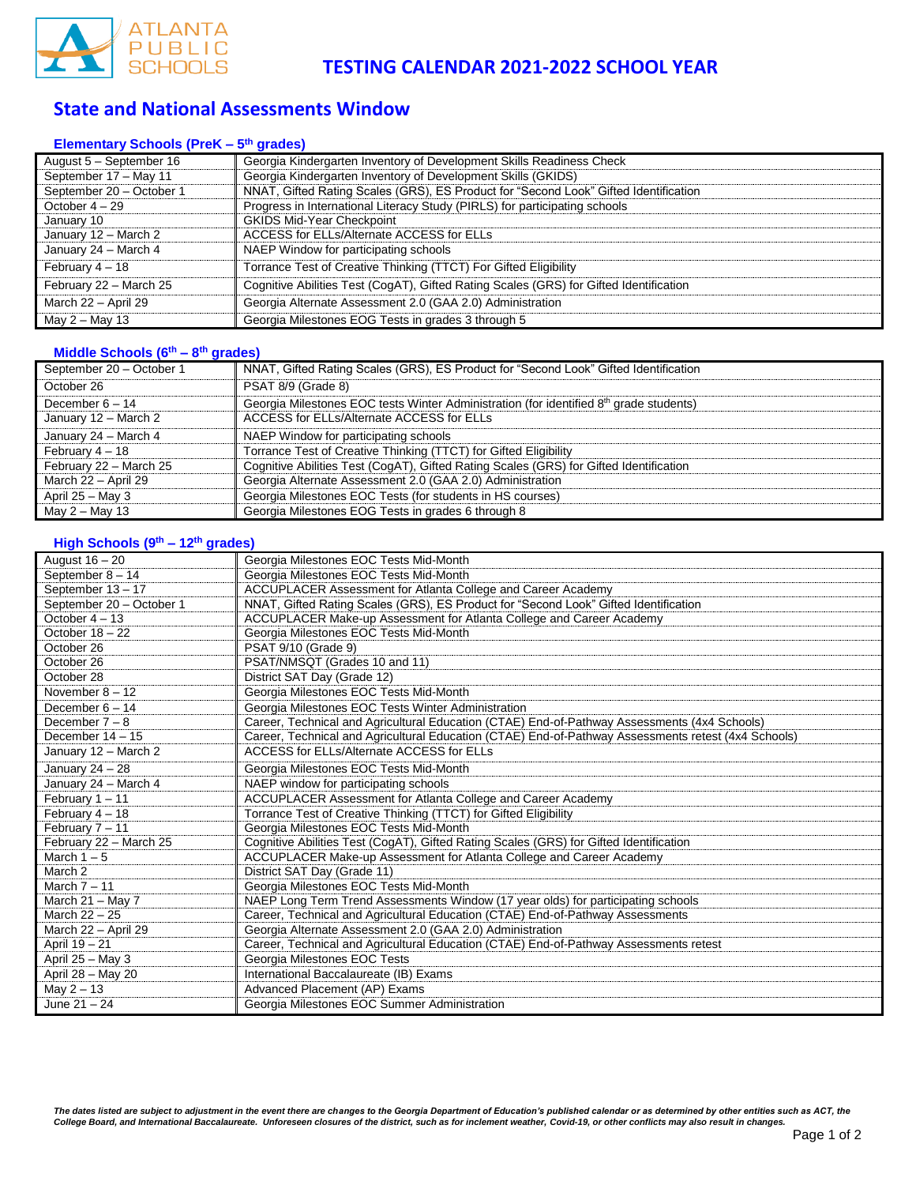ATLANTA PUBLIC SCHOOLS

# TESTING CALENDAR 2021-2022 SCHOOL YEAR

## State and National Assessments Window

### Elementary Schools (PreK – 5th grades)

| | |
|---|---|
| August 5 – September 16 | Georgia Kindergarten Inventory of Development Skills Readiness Check |
| September 17 – May 11 | Georgia Kindergarten Inventory of Development Skills (GKIDS) |
| September 20 – October 1 | NNAT, Gifted Rating Scales (GRS), ES Product for "Second Look" Gifted Identification |
| October 4 – 29 | Progress in International Literacy Study (PIRLS) for participating schools |
| January 10 | GKIDS Mid-Year Checkpoint |
| January 12 – March 2 | ACCESS for ELLs/Alternate ACCESS for ELLs |
| January 24 – March 4 | NAEP Window for participating schools |
| February 4 – 18 | Torrance Test of Creative Thinking (TTCT) For Gifted Eligibility |
| February 22 – March 25 | Cognitive Abilities Test (CogAT), Gifted Rating Scales (GRS) for Gifted Identification |
| March 22 – April 29 | Georgia Alternate Assessment 2.0 (GAA 2.0) Administration |
| May 2 – May 13 | Georgia Milestones EOG Tests in grades 3 through 5 |

### Middle Schools (6th – 8th grades)

| | |
|---|---|
| September 20 – October 1 | NNAT, Gifted Rating Scales (GRS), ES Product for "Second Look" Gifted Identification |
| October 26 | PSAT 8/9 (Grade 8) |
| December 6 – 14 | Georgia Milestones EOC tests Winter Administration (for identified 8th grade students) |
| January 12 – March 2 | ACCESS for ELLs/Alternate ACCESS for ELLs |
| January 24 – March 4 | NAEP Window for participating schools |
| February 4 – 18 | Torrance Test of Creative Thinking (TTCT) for Gifted Eligibility |
| February 22 – March 25 | Cognitive Abilities Test (CogAT), Gifted Rating Scales (GRS) for Gifted Identification |
| March 22 – April 29 | Georgia Alternate Assessment 2.0 (GAA 2.0) Administration |
| April 25 – May 3 | Georgia Milestones EOC Tests (for students in HS courses) |
| May 2 – May 13 | Georgia Milestones EOG Tests in grades 6 through 8 |

### High Schools (9th – 12th grades)

| | |
|---|---|
| August 16 – 20 | Georgia Milestones EOC Tests Mid-Month |
| September 8 – 14 | Georgia Milestones EOC Tests Mid-Month |
| September 13 – 17 | ACCUPLACER Assessment for Atlanta College and Career Academy |
| September 20 – October 1 | NNAT, Gifted Rating Scales (GRS), ES Product for "Second Look" Gifted Identification |
| October 4 – 13 | ACCUPLACER Make-up Assessment for Atlanta College and Career Academy |
| October 18 – 22 | Georgia Milestones EOC Tests Mid-Month |
| October 26 | PSAT 9/10 (Grade 9) |
| October 26 | PSAT/NMSQT (Grades 10 and 11) |
| October 28 | District SAT Day (Grade 12) |
| November 8 – 12 | Georgia Milestones EOC Tests Mid-Month |
| December 6 – 14 | Georgia Milestones EOC Tests Winter Administration |
| December 7 – 8 | Career, Technical and Agricultural Education (CTAE) End-of-Pathway Assessments (4x4 Schools) |
| December 14 – 15 | Career, Technical and Agricultural Education (CTAE) End-of-Pathway Assessments retest (4x4 Schools) |
| January 12 – March 2 | ACCESS for ELLs/Alternate ACCESS for ELLs |
| January 24 – 28 | Georgia Milestones EOC Tests Mid-Month |
| January 24 – March 4 | NAEP window for participating schools |
| February 1 – 11 | ACCUPLACER Assessment for Atlanta College and Career Academy |
| February 4 – 18 | Torrance Test of Creative Thinking (TTCT) for Gifted Eligibility |
| February 7 – 11 | Georgia Milestones EOC Tests Mid-Month |
| February 22 – March 25 | Cognitive Abilities Test (CogAT), Gifted Rating Scales (GRS) for Gifted Identification |
| March 1 – 5 | ACCUPLACER Make-up Assessment for Atlanta College and Career Academy |
| March 2 | District SAT Day (Grade 11) |
| March 7 – 11 | Georgia Milestones EOC Tests Mid-Month |
| March 21 – May 7 | NAEP Long Term Trend Assessments Window (17 year olds) for participating schools |
| March 22 – 25 | Career, Technical and Agricultural Education (CTAE) End-of-Pathway Assessments |
| March 22 – April 29 | Georgia Alternate Assessment 2.0 (GAA 2.0) Administration |
| April 19 – 21 | Career, Technical and Agricultural Education (CTAE) End-of-Pathway Assessments retest |
| April 25 – May 3 | Georgia Milestones EOC Tests |
| April 28 – May 20 | International Baccalaureate (IB) Exams |
| May 2 – 13 | Advanced Placement (AP) Exams |
| June 21 – 24 | Georgia Milestones EOC Summer Administration |

***The dates listed are subject to adjustment in the event there are changes to the Georgia Department of Education's published calendar or as determined by other entities such as ACT, the College Board, and International Baccalaureate. Unforeseen closures of the district, such as for inclement weather, Covid-19, or other conflicts may also result in changes.***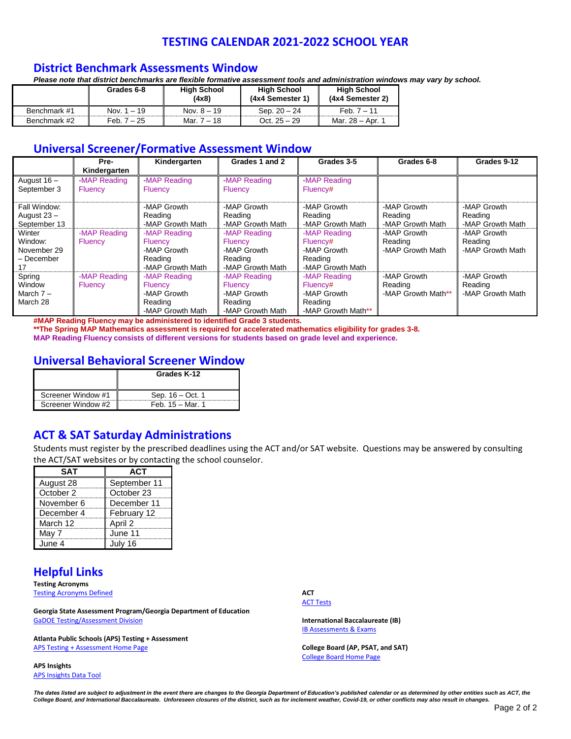# TESTING CALENDAR 2021-2022 SCHOOL YEAR

## District Benchmark Assessments Window

***Please note that district benchmarks are flexible formative assessment tools and administration windows may vary by school.***

| | Grades 6-8 | High School (4x8) | High School (4x4 Semester 1) | High School (4x4 Semester 2) |
|---|---|---|---|---|
| Benchmark #1 | Nov. 1 – 19 | Nov. 8 – 19 | Sep. 20 – 24 | Feb. 7 – 11 |
| Benchmark #2 | Feb. 7 – 25 | Mar. 7 – 18 | Oct. 25 – 29 | Mar. 28 – Apr. 1 |

## Universal Screener/Formative Assessment Window

| | Pre-Kindergarten | Kindergarten | Grades 1 and 2 | Grades 3-5 | Grades 6-8 | Grades 9-12 |
|---|---|---|---|---|---|---|
| August 16 – September 3 | -MAP Reading Fluency | -MAP Reading Fluency | -MAP Reading Fluency | -MAP Reading Fluency# | | |
| Fall Window: August 23 – September 13 | | -MAP Growth Reading<br>-MAP Growth Math | -MAP Growth Reading<br>-MAP Growth Math | -MAP Growth Reading<br>-MAP Growth Math | -MAP Growth Reading<br>-MAP Growth Math | -MAP Growth Reading<br>-MAP Growth Math |
| Winter Window: November 29 – December 17 | -MAP Reading Fluency | -MAP Reading Fluency<br>-MAP Growth Reading<br>-MAP Growth Math | -MAP Reading Fluency<br>-MAP Growth Reading<br>-MAP Growth Math | -MAP Reading Fluency#<br>-MAP Growth Reading<br>-MAP Growth Math | -MAP Growth Reading<br>-MAP Growth Math | -MAP Growth Reading<br>-MAP Growth Math |
| Spring Window March 7 – March 28 | -MAP Reading Fluency | -MAP Reading Fluency<br>-MAP Growth Reading<br>-MAP Growth Math | -MAP Reading Fluency<br>-MAP Growth Reading<br>-MAP Growth Math | -MAP Reading Fluency#<br>-MAP Growth Reading<br>-MAP Growth Math** | -MAP Growth Reading<br>-MAP Growth Math** | -MAP Growth Reading<br>-MAP Growth Math |

**#MAP Reading Fluency may be administered to identified Grade 3 students.**
**\*\*The Spring MAP Mathematics assessment is required for accelerated mathematics eligibility for grades 3-8.**
**MAP Reading Fluency consists of different versions for students based on grade level and experience.**

## Universal Behavioral Screener Window

| | Grades K-12 |
|---|---|
| Screener Window #1 | Sep. 16 – Oct. 1 |
| Screener Window #2 | Feb. 15 – Mar. 1 |

## ACT & SAT Saturday Administrations

Students must register by the prescribed deadlines using the ACT and/or SAT website. Questions may be answered by consulting the ACT/SAT websites or by contacting the school counselor.

| SAT | ACT |
|---|---|
| August 28 | September 11 |
| October 2 | October 23 |
| November 6 | December 11 |
| December 4 | February 12 |
| March 12 | April 2 |
| May 7 | June 11 |
| June 4 | July 16 |

## Helpful Links

**Testing Acronyms**
Testing Acronyms Defined

**Georgia State Assessment Program/Georgia Department of Education**
GaDOE Testing/Assessment Division

**Atlanta Public Schools (APS) Testing + Assessment**
APS Testing + Assessment Home Page

**APS Insights**
APS Insights Data Tool

**ACT**
ACT Tests

**International Baccalaureate (IB)**
IB Assessments & Exams

**College Board (AP, PSAT, and SAT)**
College Board Home Page

***The dates listed are subject to adjustment in the event there are changes to the Georgia Department of Education's published calendar or as determined by other entities such as ACT, the College Board, and International Baccalaureate. Unforeseen closures of the district, such as for inclement weather, Covid-19, or other conflicts may also result in changes.***